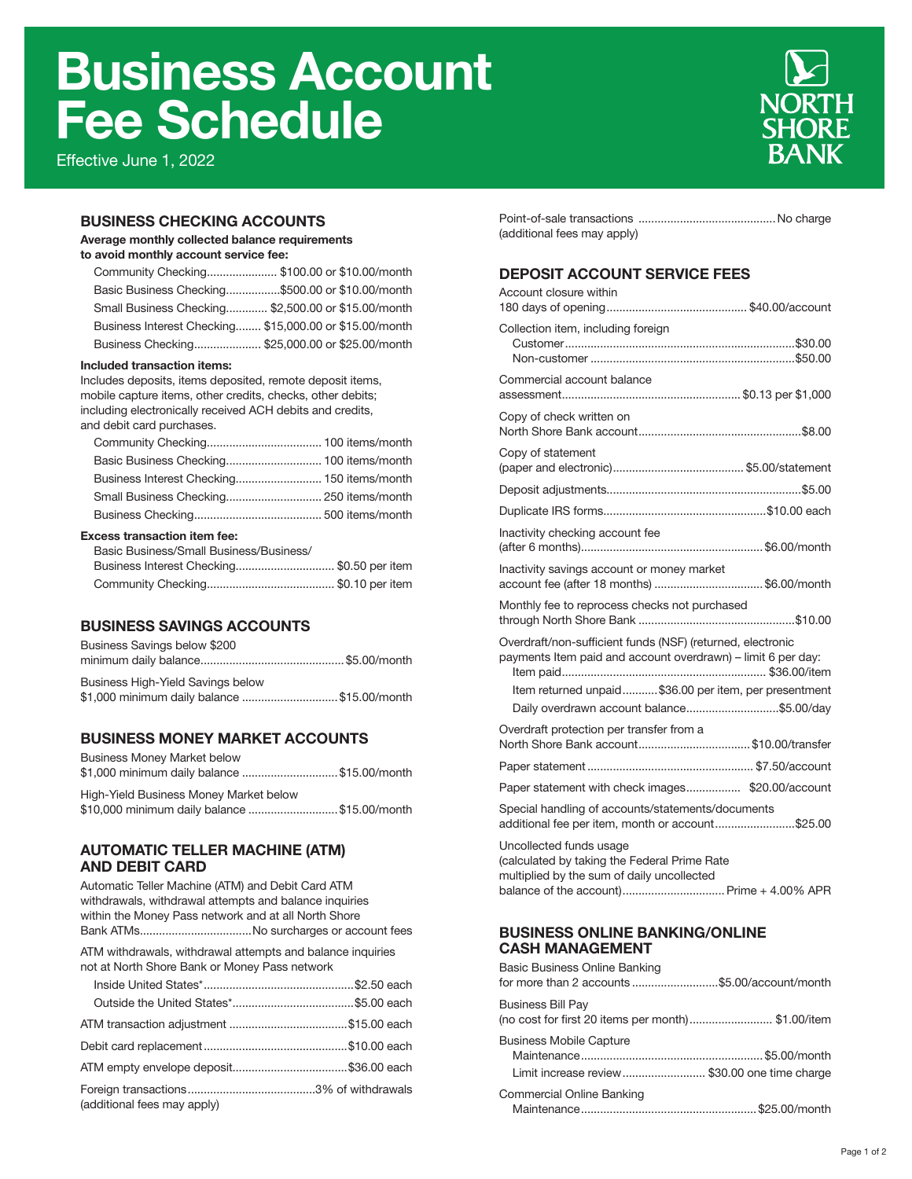# Business Account Fee Schedule

Effective June 1, 2022

NORTH SHORE BANK

## BUSINESS CHECKING ACCOUNTS

**Average monthly collected balance requirements to avoid monthly account service fee:**

| Account | Fee |
|---|---|
| Community Checking | $100.00 or $10.00/month |
| Basic Business Checking | $500.00 or $10.00/month |
| Small Business Checking | $2,500.00 or $15.00/month |
| Business Interest Checking | $15,000.00 or $15.00/month |
| Business Checking | $25,000.00 or $25.00/month |

**Included transaction items:**

Includes deposits, items deposited, remote deposit items, mobile capture items, other credits, checks, other debits; including electronically received ACH debits and credits, and debit card purchases.

| Account | Items |
|---|---|
| Community Checking | 100 items/month |
| Basic Business Checking | 100 items/month |
| Business Interest Checking | 150 items/month |
| Small Business Checking | 250 items/month |
| Business Checking | 500 items/month |

**Excess transaction item fee:**

| Account | Fee |
|---|---|
| Basic Business/Small Business/Business/ Business Interest Checking | $0.50 per item |
| Community Checking | $0.10 per item |

## BUSINESS SAVINGS ACCOUNTS

| Item | Fee |
|---|---|
| Business Savings below $200 minimum daily balance | $5.00/month |
| Business High-Yield Savings below $1,000 minimum daily balance | $15.00/month |

## BUSINESS MONEY MARKET ACCOUNTS

| Item | Fee |
|---|---|
| Business Money Market below $1,000 minimum daily balance | $15.00/month |
| High-Yield Business Money Market below $10,000 minimum daily balance | $15.00/month |

## AUTOMATIC TELLER MACHINE (ATM) AND DEBIT CARD

| Item | Fee |
|---|---|
| Automatic Teller Machine (ATM) and Debit Card ATM withdrawals, withdrawal attempts and balance inquiries within the Money Pass network and at all North Shore Bank ATMs | No surcharges or account fees |
| ATM withdrawals, withdrawal attempts and balance inquiries not at North Shore Bank or Money Pass network | |
| Inside United States* | $2.50 each |
| Outside the United States* | $5.00 each |
| ATM transaction adjustment | $15.00 each |
| Debit card replacement | $10.00 each |
| ATM empty envelope deposit | $36.00 each |
| Foreign transactions (additional fees may apply) | 3% of withdrawals |
| Point-of-sale transactions (additional fees may apply) | No charge |

## DEPOSIT ACCOUNT SERVICE FEES

| Item | Fee |
|---|---|
| Account closure within 180 days of opening | $40.00/account |
| Collection item, including foreign | |
| Customer | $30.00 |
| Non-customer | $50.00 |
| Commercial account balance assessment | $0.13 per $1,000 |
| Copy of check written on North Shore Bank account | $8.00 |
| Copy of statement (paper and electronic) | $5.00/statement |
| Deposit adjustments | $5.00 |
| Duplicate IRS forms | $10.00 each |
| Inactivity checking account fee (after 6 months) | $6.00/month |
| Inactivity savings account or money market account fee (after 18 months) | $6.00/month |
| Monthly fee to reprocess checks not purchased through North Shore Bank | $10.00 |
| Overdraft/non-sufficient funds (NSF) (returned, electronic payments Item paid and account overdrawn) – limit 6 per day: | |
| Item paid | $36.00/item |
| Item returned unpaid | $36.00 per item, per presentment |
| Daily overdrawn account balance | $5.00/day |
| Overdraft protection per transfer from a North Shore Bank account | $10.00/transfer |
| Paper statement | $7.50/account |
| Paper statement with check images | $20.00/account |
| Special handling of accounts/statements/documents additional fee per item, month or account | $25.00 |
| Uncollected funds usage (calculated by taking the Federal Prime Rate multiplied by the sum of daily uncollected balance of the account) | Prime + 4.00% APR |

## BUSINESS ONLINE BANKING/ONLINE CASH MANAGEMENT

| Item | Fee |
|---|---|
| Basic Business Online Banking for more than 2 accounts | $5.00/account/month |
| Business Bill Pay (no cost for first 20 items per month) | $1.00/item |
| Business Mobile Capture | |
| Maintenance | $5.00/month |
| Limit increase review | $30.00 one time charge |
| Commercial Online Banking | |
| Maintenance | $25.00/month |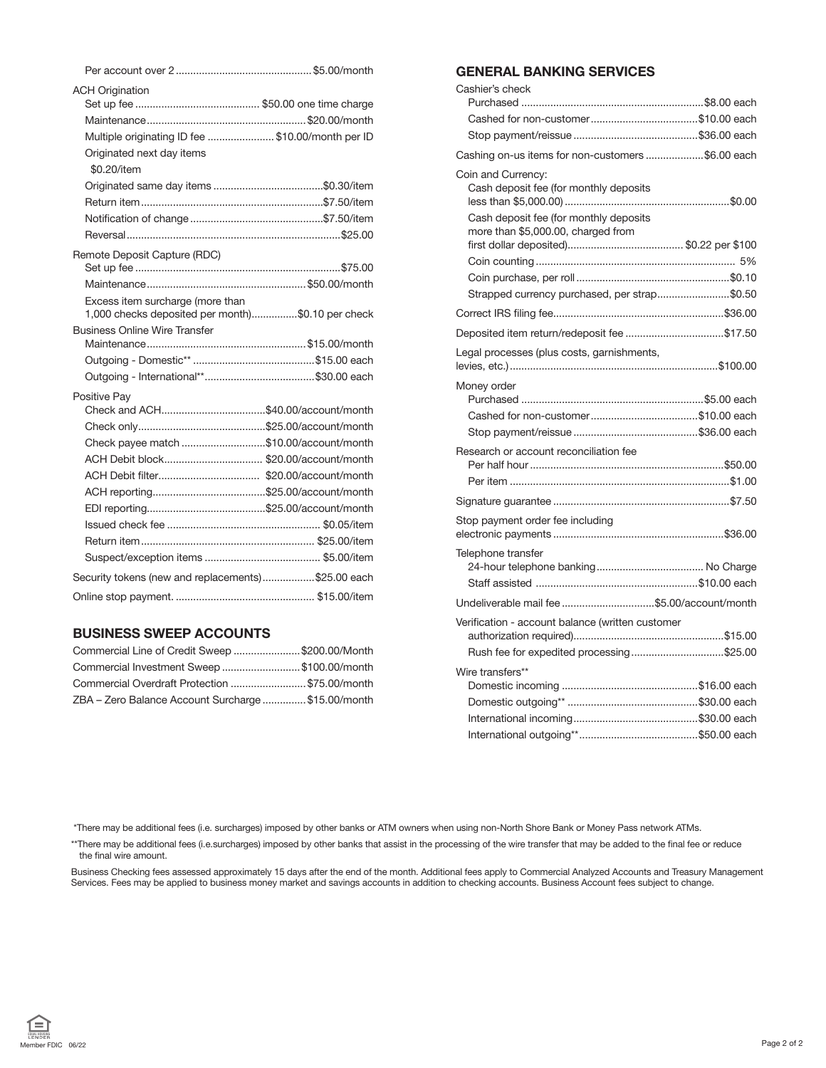Per account over 2 ........ $5.00/month

ACH Origination
- Set up fee ........ $50.00 one time charge
- Maintenance ........ $20.00/month
- Multiple originating ID fee ........ $10.00/month per ID
- Originated next day items $0.20/item
- Originated same day items ........ $0.30/item
- Return item ........ $7.50/item
- Notification of change ........ $7.50/item
- Reversal ........ $25.00

Remote Deposit Capture (RDC)
- Set up fee ........ $75.00
- Maintenance ........ $50.00/month
- Excess item surcharge (more than 1,000 checks deposited per month) ........ $0.10 per check

Business Online Wire Transfer
- Maintenance ........ $15.00/month
- Outgoing - Domestic** ........ $15.00 each
- Outgoing - International** ........ $30.00 each

Positive Pay
- Check and ACH ........ $40.00/account/month
- Check only ........ $25.00/account/month
- Check payee match ........ $10.00/account/month
- ACH Debit block ........ $20.00/account/month
- ACH Debit filter ........ $20.00/account/month
- ACH reporting ........ $25.00/account/month
- EDI reporting ........ $25.00/account/month
- Issued check fee ........ $0.05/item
- Return item ........ $25.00/item
- Suspect/exception items ........ $5.00/item

Security tokens (new and replacements) ........ $25.00 each

Online stop payment. ........ $15.00/item

## BUSINESS SWEEP ACCOUNTS

- Commercial Line of Credit Sweep ........ $200.00/Month
- Commercial Investment Sweep ........ $100.00/month
- Commercial Overdraft Protection ........ $75.00/month
- ZBA – Zero Balance Account Surcharge ........ $15.00/month

## GENERAL BANKING SERVICES

Cashier's check
- Purchased ........ $8.00 each
- Cashed for non-customer ........ $10.00 each
- Stop payment/reissue ........ $36.00 each

Cashing on-us items for non-customers ........ $6.00 each

Coin and Currency:
- Cash deposit fee (for monthly deposits less than $5,000.00) ........ $0.00
- Cash deposit fee (for monthly deposits more than $5,000.00, charged from first dollar deposited) ........ $0.22 per $100
- Coin counting ........ 5%
- Coin purchase, per roll ........ $0.10
- Strapped currency purchased, per strap ........ $0.50

Correct IRS filing fee ........ $36.00

Deposited item return/redeposit fee ........ $17.50

Legal processes (plus costs, garnishments, levies, etc.) ........ $100.00

Money order
- Purchased ........ $5.00 each
- Cashed for non-customer ........ $10.00 each
- Stop payment/reissue ........ $36.00 each

Research or account reconciliation fee
- Per half hour ........ $50.00
- Per item ........ $1.00

Signature guarantee ........ $7.50

Stop payment order fee including electronic payments ........ $36.00

Telephone transfer
- 24-hour telephone banking ........ No Charge
- Staff assisted ........ $10.00 each

Undeliverable mail fee ........ $5.00/account/month

Verification - account balance (written customer authorization required) ........ $15.00
- Rush fee for expedited processing ........ $25.00

Wire transfers**
- Domestic incoming ........ $16.00 each
- Domestic outgoing** ........ $30.00 each
- International incoming ........ $30.00 each
- International outgoing** ........ $50.00 each

*There may be additional fees (i.e. surcharges) imposed by other banks or ATM owners when using non-North Shore Bank or Money Pass network ATMs.

**There may be additional fees (i.e.surcharges) imposed by other banks that assist in the processing of the wire transfer that may be added to the final fee or reduce the final wire amount.

Business Checking fees assessed approximately 15 days after the end of the month. Additional fees apply to Commercial Analyzed Accounts and Treasury Management Services. Fees may be applied to business money market and savings accounts in addition to checking accounts. Business Account fees subject to change.

Member FDIC 06/22